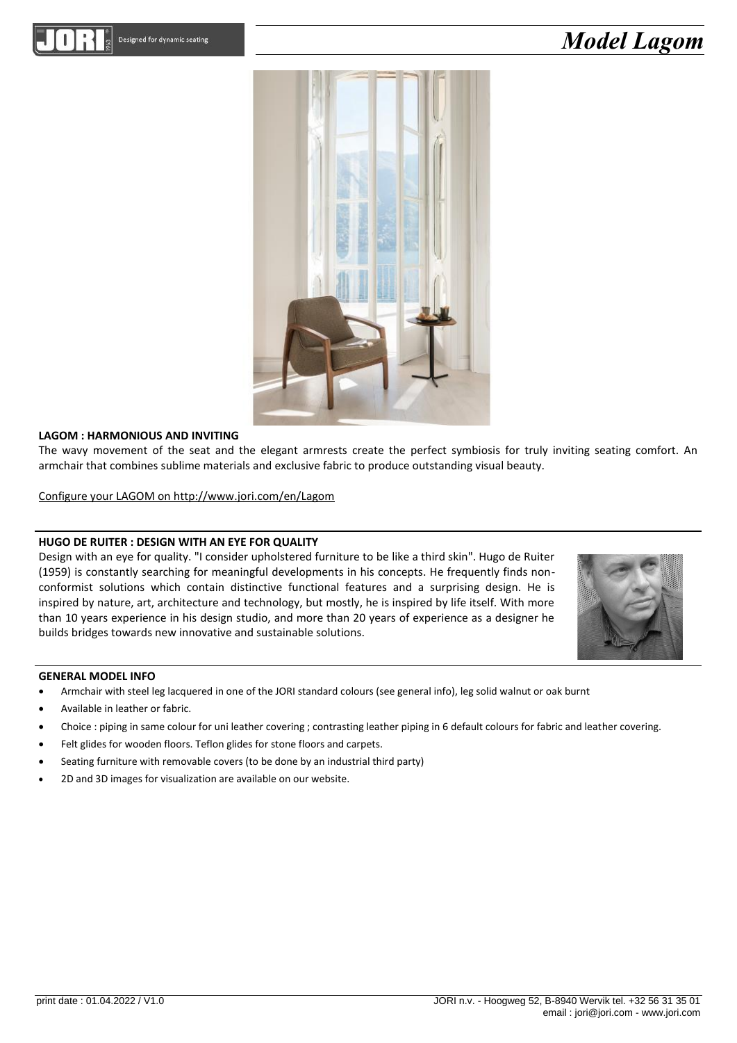# Model Lagom

### LAGOM : HARMONIOUS AND INVITING

The wavy movement of the seat and the elegant armrests create the perfect symbiosis for truly inviting seating comfort. An armchair that combines sublime materials and exclusive fabric to produce outstanding visual beauty.

Configure your LAGOM on http://www.jori.com/en/Lagom

### HUGO DE RUITER : DESIGN WITH AN EYE FOR QUALITY

Design with an eye for quality. "I consider upholstered furniture to be like a third skin". Hugo de Ruiter (1959) is constantly searching for meaningful developments in his concepts. He frequently finds non-conformist solutions which contain distinctive functional features and a surprising design. He is inspired by nature, art, architecture and technology, but mostly, he is inspired by life itself. With more than 10 years experience in his design studio, and more than 20 years of experience as a designer he builds bridges towards new innovative and sustainable solutions.

### GENERAL MODEL INFO

- Armchair with steel leg lacquered in one of the JORI standard colours (see general info), leg solid walnut or oak burnt
- Available in leather or fabric.
- Choice : piping in same colour for uni leather covering ; contrasting leather piping in 6 default colours for fabric and leather covering.
- Felt glides for wooden floors. Teflon glides for stone floors and carpets.
- Seating furniture with removable covers (to be done by an industrial third party)
- 2D and 3D images for visualization are available on our website.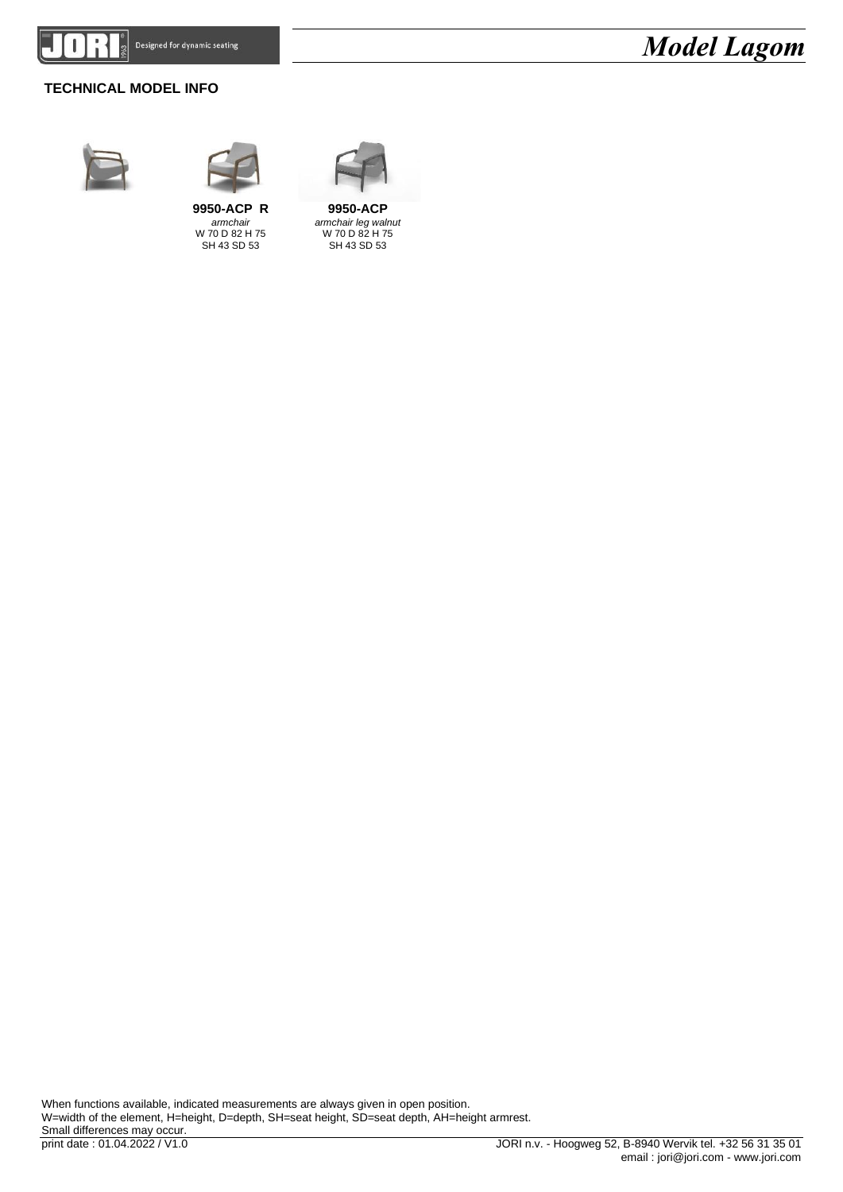# Model Lagom

## TECHNICAL MODEL INFO

**9950-ACP R**
*armchair*
W 70 D 82 H 75
SH 43 SD 53

**9950-ACP**
*armchair leg walnut*
W 70 D 82 H 75
SH 43 SD 53

When functions available, indicated measurements are always given in open position.
W=width of the element, H=height, D=depth, SH=seat height, SD=seat depth, AH=height armrest.
Small differences may occur.